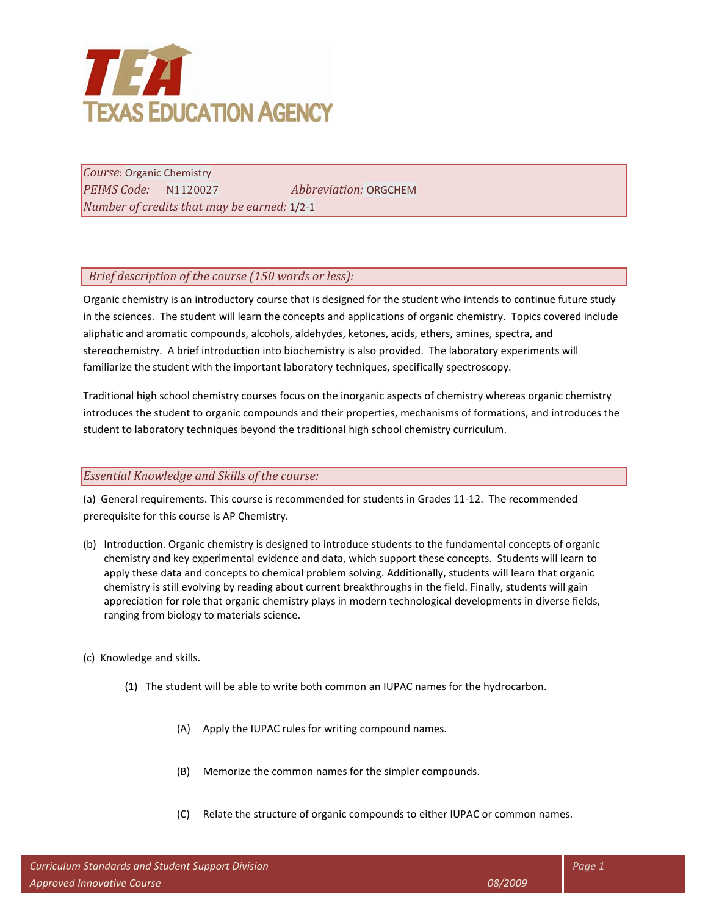TEXAS EDUCATION AGENCY

*Course*: Organic Chemistry
*PEIMS Code:* N1120027 *Abbreviation:* ORGCHEM
*Number of credits that may be earned:* 1/2-1

## *Brief description of the course (150 words or less):*

Organic chemistry is an introductory course that is designed for the student who intends to continue future study in the sciences. The student will learn the concepts and applications of organic chemistry. Topics covered include aliphatic and aromatic compounds, alcohols, aldehydes, ketones, acids, ethers, amines, spectra, and stereochemistry. A brief introduction into biochemistry is also provided. The laboratory experiments will familiarize the student with the important laboratory techniques, specifically spectroscopy.

Traditional high school chemistry courses focus on the inorganic aspects of chemistry whereas organic chemistry introduces the student to organic compounds and their properties, mechanisms of formations, and introduces the student to laboratory techniques beyond the traditional high school chemistry curriculum.

## *Essential Knowledge and Skills of the course:*

(a) General requirements. This course is recommended for students in Grades 11-12. The recommended prerequisite for this course is AP Chemistry.

(b) Introduction. Organic chemistry is designed to introduce students to the fundamental concepts of organic chemistry and key experimental evidence and data, which support these concepts. Students will learn to apply these data and concepts to chemical problem solving. Additionally, students will learn that organic chemistry is still evolving by reading about current breakthroughs in the field. Finally, students will gain appreciation for role that organic chemistry plays in modern technological developments in diverse fields, ranging from biology to materials science.

(c) Knowledge and skills.

(1) The student will be able to write both common an IUPAC names for the hydrocarbon.

(A) Apply the IUPAC rules for writing compound names.

(B) Memorize the common names for the simpler compounds.

(C) Relate the structure of organic compounds to either IUPAC or common names.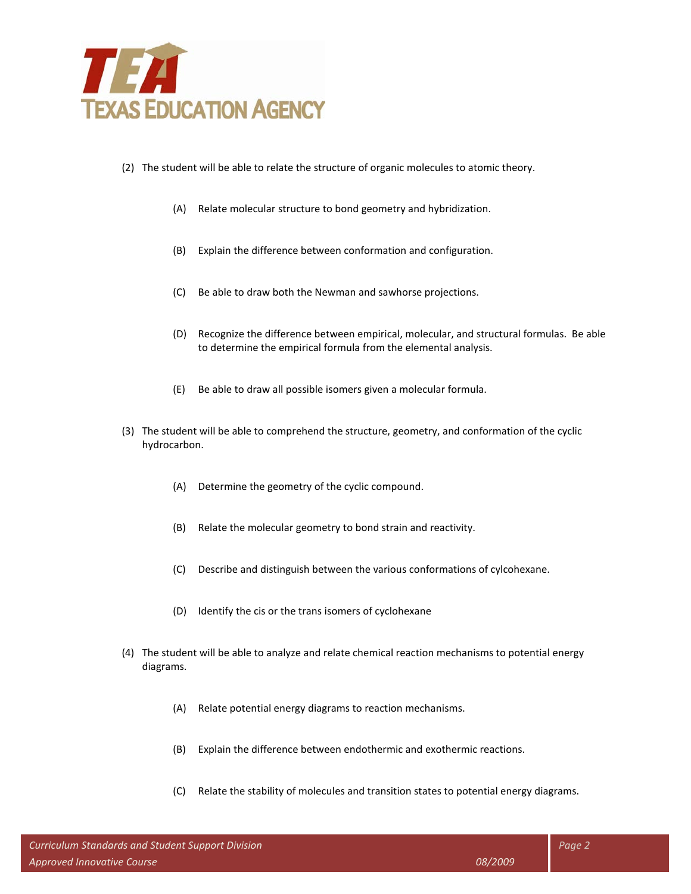(2) The student will be able to relate the structure of organic molecules to atomic theory.

  (A) Relate molecular structure to bond geometry and hybridization.

  (B) Explain the difference between conformation and configuration.

  (C) Be able to draw both the Newman and sawhorse projections.

  (D) Recognize the difference between empirical, molecular, and structural formulas. Be able to determine the empirical formula from the elemental analysis.

  (E) Be able to draw all possible isomers given a molecular formula.

(3) The student will be able to comprehend the structure, geometry, and conformation of the cyclic hydrocarbon.

  (A) Determine the geometry of the cyclic compound.

  (B) Relate the molecular geometry to bond strain and reactivity.

  (C) Describe and distinguish between the various conformations of cylcohexane.

  (D) Identify the cis or the trans isomers of cyclohexane

(4) The student will be able to analyze and relate chemical reaction mechanisms to potential energy diagrams.

  (A) Relate potential energy diagrams to reaction mechanisms.

  (B) Explain the difference between endothermic and exothermic reactions.

  (C) Relate the stability of molecules and transition states to potential energy diagrams.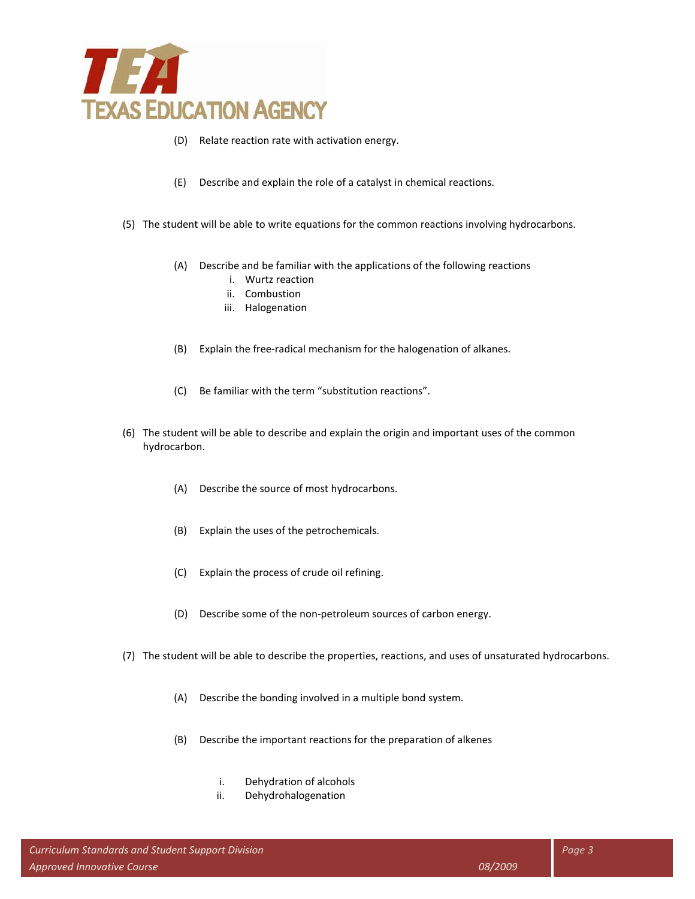(D) Relate reaction rate with activation energy.

(E) Describe and explain the role of a catalyst in chemical reactions.

(5) The student will be able to write equations for the common reactions involving hydrocarbons.

(A) Describe and be familiar with the applications of the following reactions
   i. Wurtz reaction
   ii. Combustion
   iii. Halogenation

(B) Explain the free-radical mechanism for the halogenation of alkanes.

(C) Be familiar with the term "substitution reactions".

(6) The student will be able to describe and explain the origin and important uses of the common hydrocarbon.

(A) Describe the source of most hydrocarbons.

(B) Explain the uses of the petrochemicals.

(C) Explain the process of crude oil refining.

(D) Describe some of the non-petroleum sources of carbon energy.

(7) The student will be able to describe the properties, reactions, and uses of unsaturated hydrocarbons.

(A) Describe the bonding involved in a multiple bond system.

(B) Describe the important reactions for the preparation of alkenes

   i. Dehydration of alcohols
   ii. Dehydrohalogenation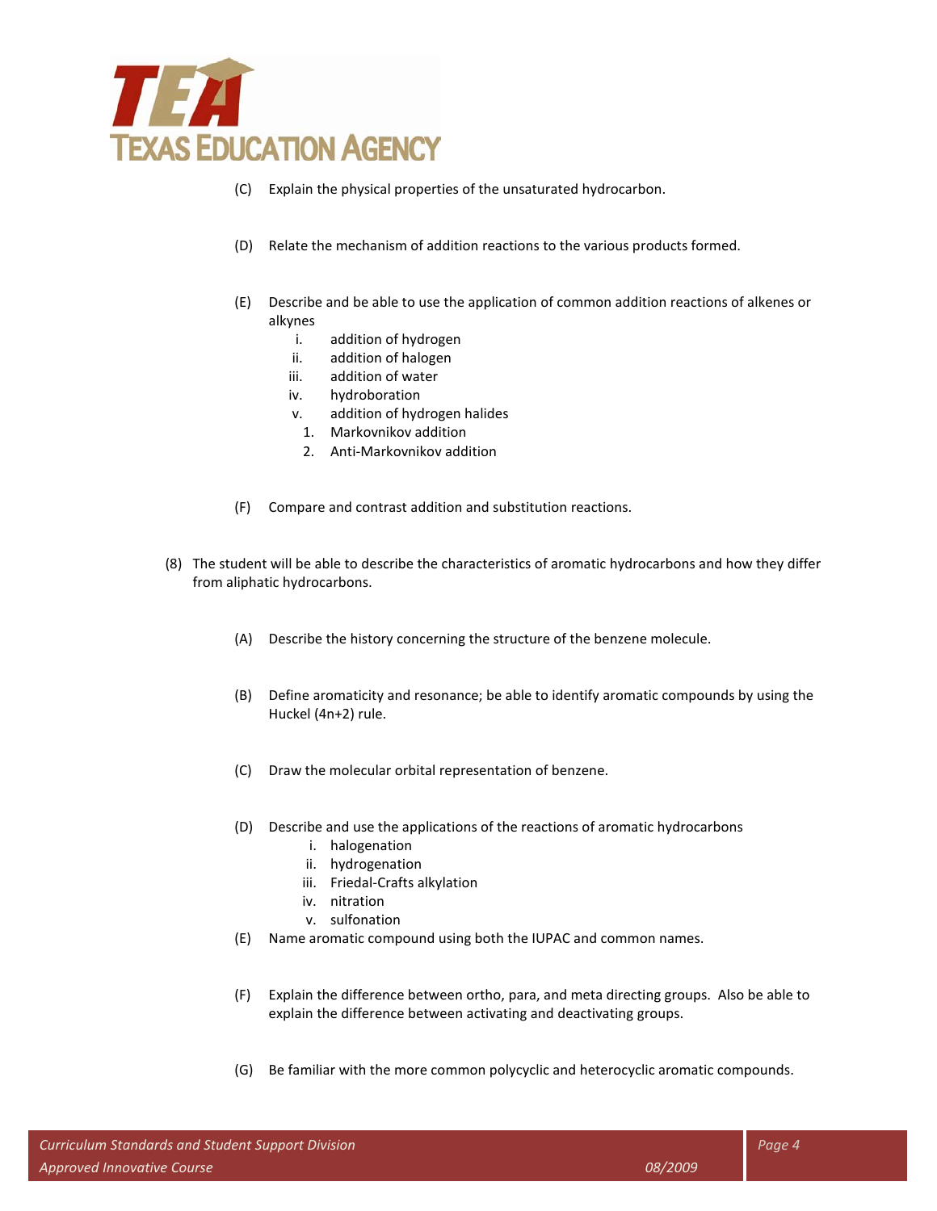(C) Explain the physical properties of the unsaturated hydrocarbon.

(D) Relate the mechanism of addition reactions to the various products formed.

(E) Describe and be able to use the application of common addition reactions of alkenes or alkynes
   - i. addition of hydrogen
   - ii. addition of halogen
   - iii. addition of water
   - iv. hydroboration
   - v. addition of hydrogen halides
     1. Markovnikov addition
     2. Anti-Markovnikov addition

(F) Compare and contrast addition and substitution reactions.

(8) The student will be able to describe the characteristics of aromatic hydrocarbons and how they differ from aliphatic hydrocarbons.

(A) Describe the history concerning the structure of the benzene molecule.

(B) Define aromaticity and resonance; be able to identify aromatic compounds by using the Huckel (4n+2) rule.

(C) Draw the molecular orbital representation of benzene.

(D) Describe and use the applications of the reactions of aromatic hydrocarbons
   - i. halogenation
   - ii. hydrogenation
   - iii. Friedal-Crafts alkylation
   - iv. nitration
   - v. sulfonation

(E) Name aromatic compound using both the IUPAC and common names.

(F) Explain the difference between ortho, para, and meta directing groups. Also be able to explain the difference between activating and deactivating groups.

(G) Be familiar with the more common polycyclic and heterocyclic aromatic compounds.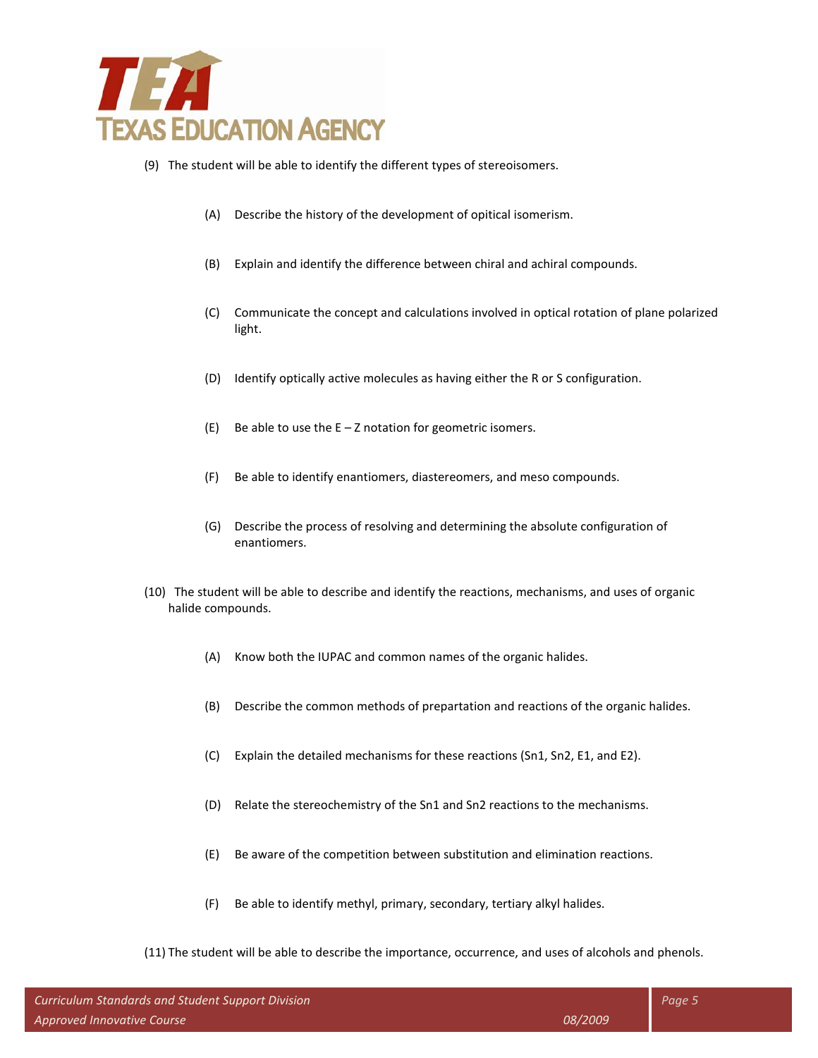(9) The student will be able to identify the different types of stereoisomers.

- (A) Describe the history of the development of opitical isomerism.
- (B) Explain and identify the difference between chiral and achiral compounds.
- (C) Communicate the concept and calculations involved in optical rotation of plane polarized light.
- (D) Identify optically active molecules as having either the R or S configuration.
- (E) Be able to use the E – Z notation for geometric isomers.
- (F) Be able to identify enantiomers, diastereomers, and meso compounds.
- (G) Describe the process of resolving and determining the absolute configuration of enantiomers.

(10) The student will be able to describe and identify the reactions, mechanisms, and uses of organic halide compounds.

- (A) Know both the IUPAC and common names of the organic halides.
- (B) Describe the common methods of prepartation and reactions of the organic halides.
- (C) Explain the detailed mechanisms for these reactions (Sn1, Sn2, E1, and E2).
- (D) Relate the stereochemistry of the Sn1 and Sn2 reactions to the mechanisms.
- (E) Be aware of the competition between substitution and elimination reactions.
- (F) Be able to identify methyl, primary, secondary, tertiary alkyl halides.

(11) The student will be able to describe the importance, occurrence, and uses of alcohols and phenols.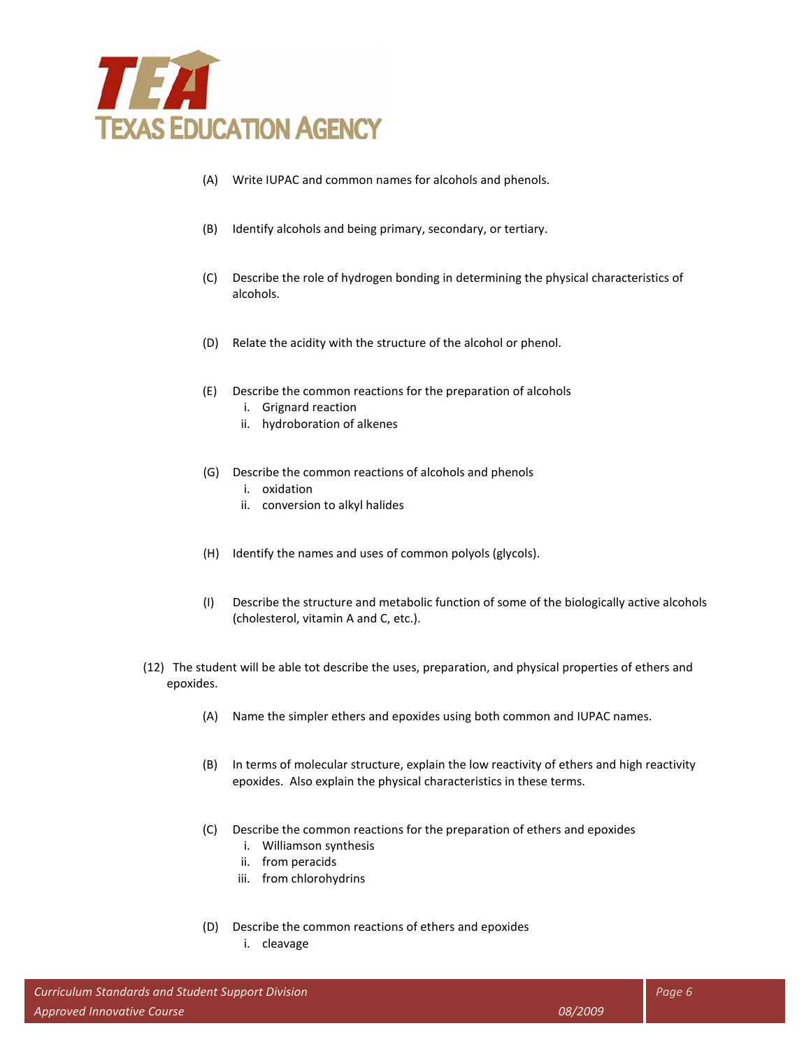(A) Write IUPAC and common names for alcohols and phenols.

(B) Identify alcohols and being primary, secondary, or tertiary.

(C) Describe the role of hydrogen bonding in determining the physical characteristics of alcohols.

(D) Relate the acidity with the structure of the alcohol or phenol.

(E) Describe the common reactions for the preparation of alcohols
   i. Grignard reaction
   ii. hydroboration of alkenes

(G) Describe the common reactions of alcohols and phenols
   i. oxidation
   ii. conversion to alkyl halides

(H) Identify the names and uses of common polyols (glycols).

(I) Describe the structure and metabolic function of some of the biologically active alcohols (cholesterol, vitamin A and C, etc.).

(12) The student will be able tot describe the uses, preparation, and physical properties of ethers and epoxides.

(A) Name the simpler ethers and epoxides using both common and IUPAC names.

(B) In terms of molecular structure, explain the low reactivity of ethers and high reactivity epoxides. Also explain the physical characteristics in these terms.

(C) Describe the common reactions for the preparation of ethers and epoxides
   i. Williamson synthesis
   ii. from peracids
   iii. from chlorohydrins

(D) Describe the common reactions of ethers and epoxides
   i. cleavage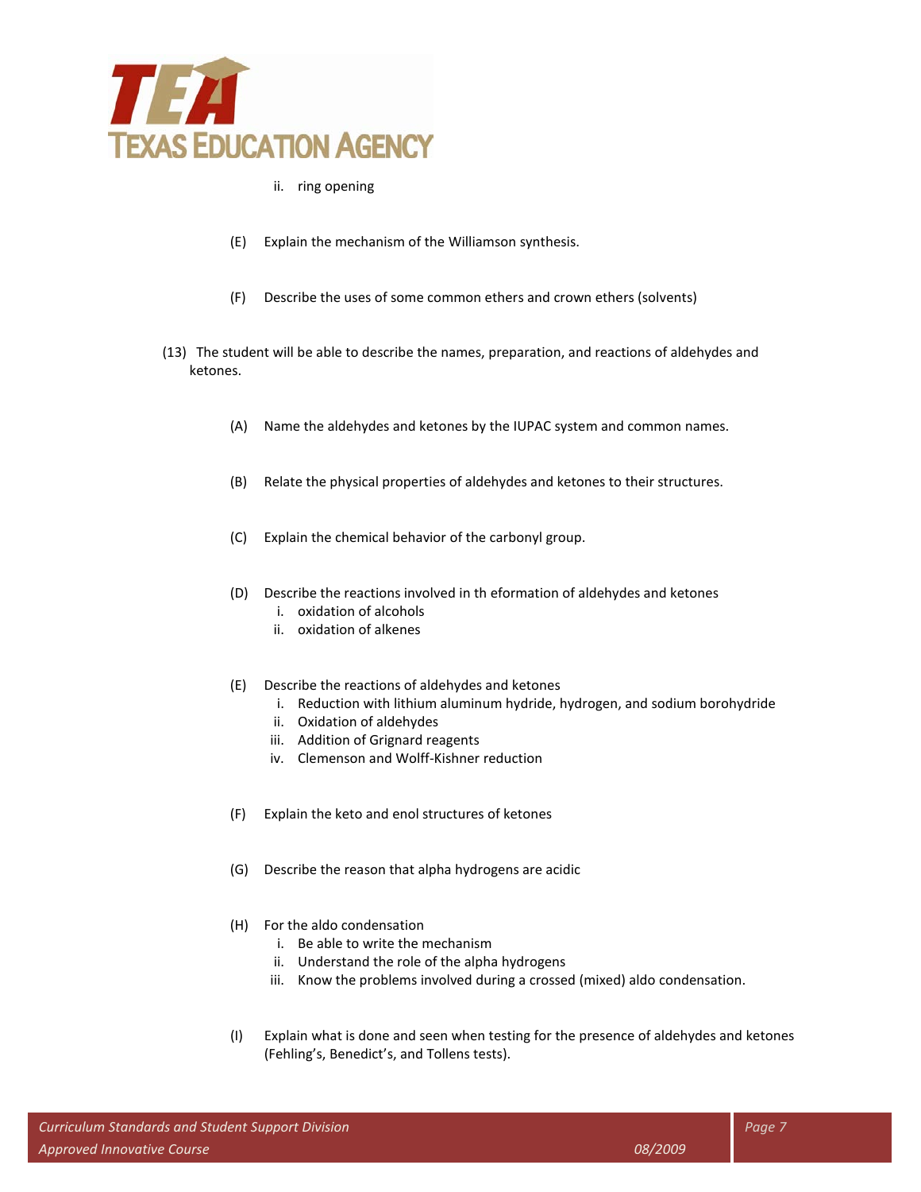ii. ring opening

(E) Explain the mechanism of the Williamson synthesis.

(F) Describe the uses of some common ethers and crown ethers (solvents)

(13) The student will be able to describe the names, preparation, and reactions of aldehydes and ketones.

(A) Name the aldehydes and ketones by the IUPAC system and common names.

(B) Relate the physical properties of aldehydes and ketones to their structures.

(C) Explain the chemical behavior of the carbonyl group.

(D) Describe the reactions involved in th eformation of aldehydes and ketones
   i. oxidation of alcohols
   ii. oxidation of alkenes

(E) Describe the reactions of aldehydes and ketones
   i. Reduction with lithium aluminum hydride, hydrogen, and sodium borohydride
   ii. Oxidation of aldehydes
   iii. Addition of Grignard reagents
   iv. Clemenson and Wolff-Kishner reduction

(F) Explain the keto and enol structures of ketones

(G) Describe the reason that alpha hydrogens are acidic

(H) For the aldo condensation
   i. Be able to write the mechanism
   ii. Understand the role of the alpha hydrogens
   iii. Know the problems involved during a crossed (mixed) aldo condensation.

(I) Explain what is done and seen when testing for the presence of aldehydes and ketones (Fehling's, Benedict's, and Tollens tests).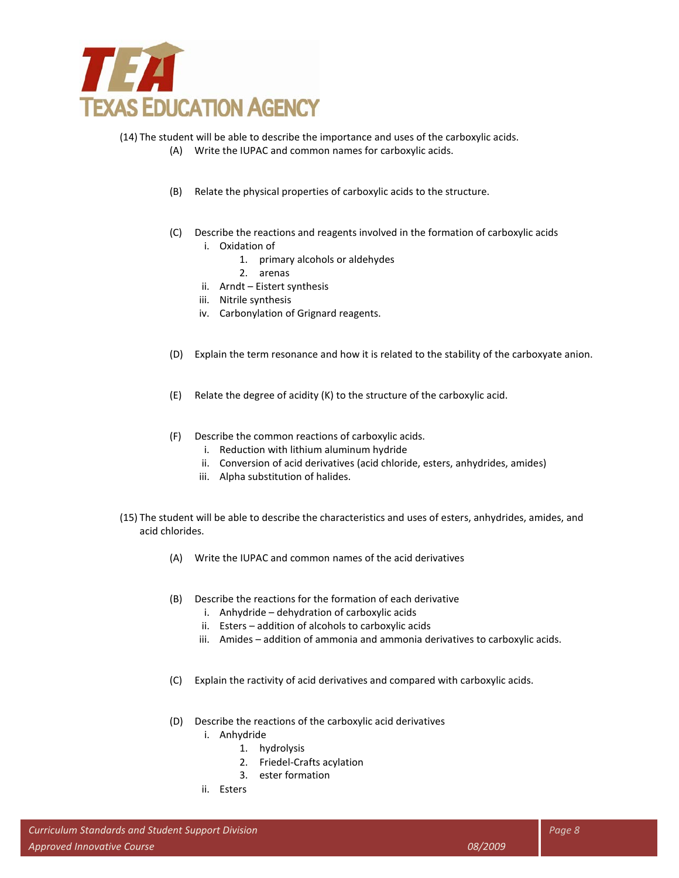(14) The student will be able to describe the importance and uses of the carboxylic acids.

(A) Write the IUPAC and common names for carboxylic acids.

(B) Relate the physical properties of carboxylic acids to the structure.

(C) Describe the reactions and reagents involved in the formation of carboxylic acids
- i. Oxidation of
  1. primary alcohols or aldehydes
  2. arenas
- ii. Arndt – Eistert synthesis
- iii. Nitrile synthesis
- iv. Carbonylation of Grignard reagents.

(D) Explain the term resonance and how it is related to the stability of the carboxyate anion.

(E) Relate the degree of acidity (K) to the structure of the carboxylic acid.

(F) Describe the common reactions of carboxylic acids.
- i. Reduction with lithium aluminum hydride
- ii. Conversion of acid derivatives (acid chloride, esters, anhydrides, amides)
- iii. Alpha substitution of halides.

(15) The student will be able to describe the characteristics and uses of esters, anhydrides, amides, and acid chlorides.

(A) Write the IUPAC and common names of the acid derivatives

(B) Describe the reactions for the formation of each derivative
- i. Anhydride – dehydration of carboxylic acids
- ii. Esters – addition of alcohols to carboxylic acids
- iii. Amides – addition of ammonia and ammonia derivatives to carboxylic acids.

(C) Explain the ractivity of acid derivatives and compared with carboxylic acids.

(D) Describe the reactions of the carboxylic acid derivatives
- i. Anhydride
  1. hydrolysis
  2. Friedel-Crafts acylation
  3. ester formation
- ii. Esters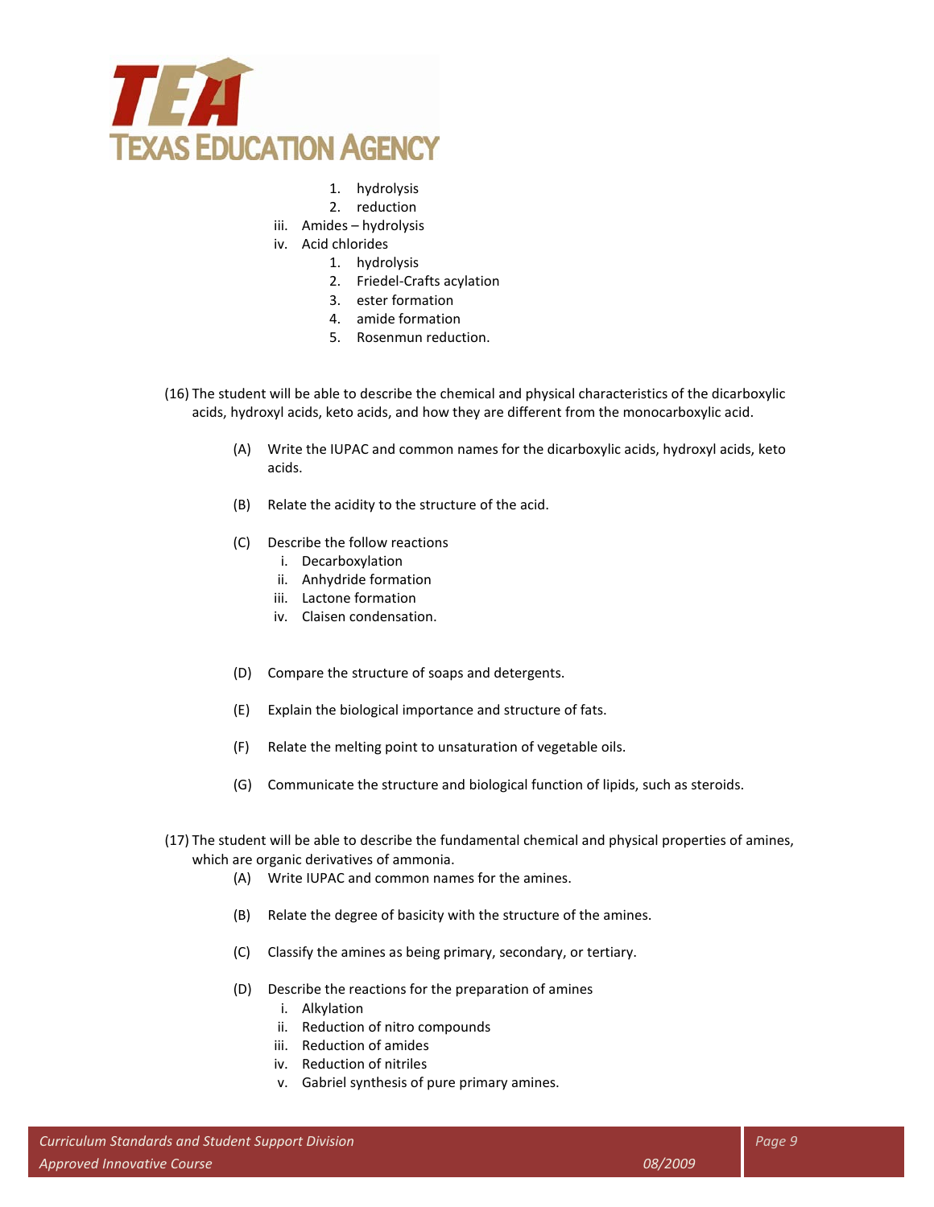1. hydrolysis
2. reduction

iii. Amides – hydrolysis

iv. Acid chlorides

1. hydrolysis
2. Friedel-Crafts acylation
3. ester formation
4. amide formation
5. Rosenmun reduction.

(16) The student will be able to describe the chemical and physical characteristics of the dicarboxylic acids, hydroxyl acids, keto acids, and how they are different from the monocarboxylic acid.

(A) Write the IUPAC and common names for the dicarboxylic acids, hydroxyl acids, keto acids.

(B) Relate the acidity to the structure of the acid.

(C) Describe the follow reactions

i. Decarboxylation
ii. Anhydride formation
iii. Lactone formation
iv. Claisen condensation.

(D) Compare the structure of soaps and detergents.

(E) Explain the biological importance and structure of fats.

(F) Relate the melting point to unsaturation of vegetable oils.

(G) Communicate the structure and biological function of lipids, such as steroids.

(17) The student will be able to describe the fundamental chemical and physical properties of amines, which are organic derivatives of ammonia.

(A) Write IUPAC and common names for the amines.

(B) Relate the degree of basicity with the structure of the amines.

(C) Classify the amines as being primary, secondary, or tertiary.

(D) Describe the reactions for the preparation of amines

i. Alkylation
ii. Reduction of nitro compounds
iii. Reduction of amides
iv. Reduction of nitriles
v. Gabriel synthesis of pure primary amines.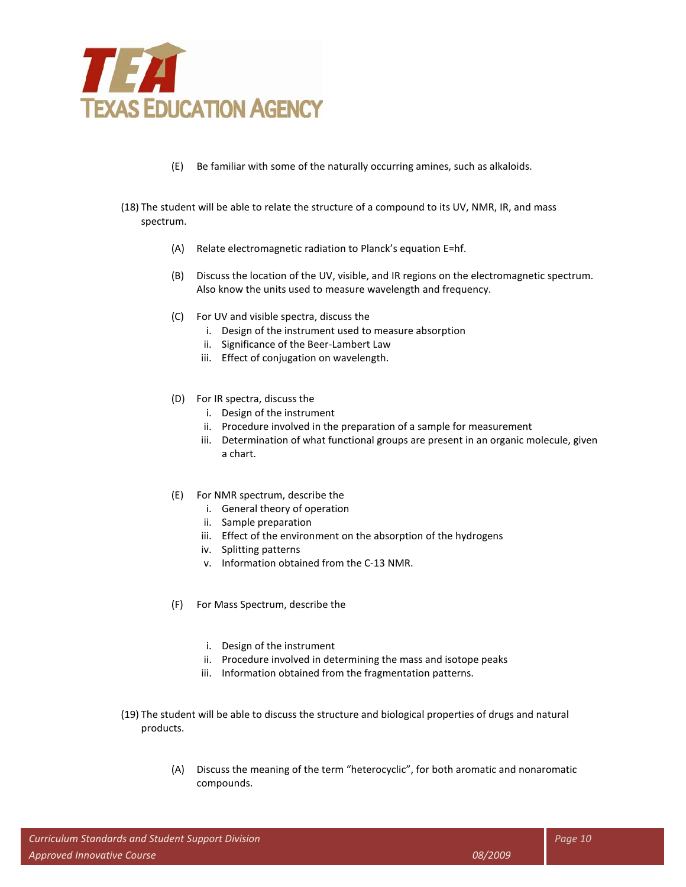(E) Be familiar with some of the naturally occurring amines, such as alkaloids.

(18) The student will be able to relate the structure of a compound to its UV, NMR, IR, and mass spectrum.

(A) Relate electromagnetic radiation to Planck's equation $E=hf$.

(B) Discuss the location of the UV, visible, and IR regions on the electromagnetic spectrum. Also know the units used to measure wavelength and frequency.

(C) For UV and visible spectra, discuss the
   i. Design of the instrument used to measure absorption
   ii. Significance of the Beer-Lambert Law
   iii. Effect of conjugation on wavelength.

(D) For IR spectra, discuss the
   i. Design of the instrument
   ii. Procedure involved in the preparation of a sample for measurement
   iii. Determination of what functional groups are present in an organic molecule, given a chart.

(E) For NMR spectrum, describe the
   i. General theory of operation
   ii. Sample preparation
   iii. Effect of the environment on the absorption of the hydrogens
   iv. Splitting patterns
   v. Information obtained from the C-13 NMR.

(F) For Mass Spectrum, describe the
   i. Design of the instrument
   ii. Procedure involved in determining the mass and isotope peaks
   iii. Information obtained from the fragmentation patterns.

(19) The student will be able to discuss the structure and biological properties of drugs and natural products.

(A) Discuss the meaning of the term "heterocyclic", for both aromatic and nonaromatic compounds.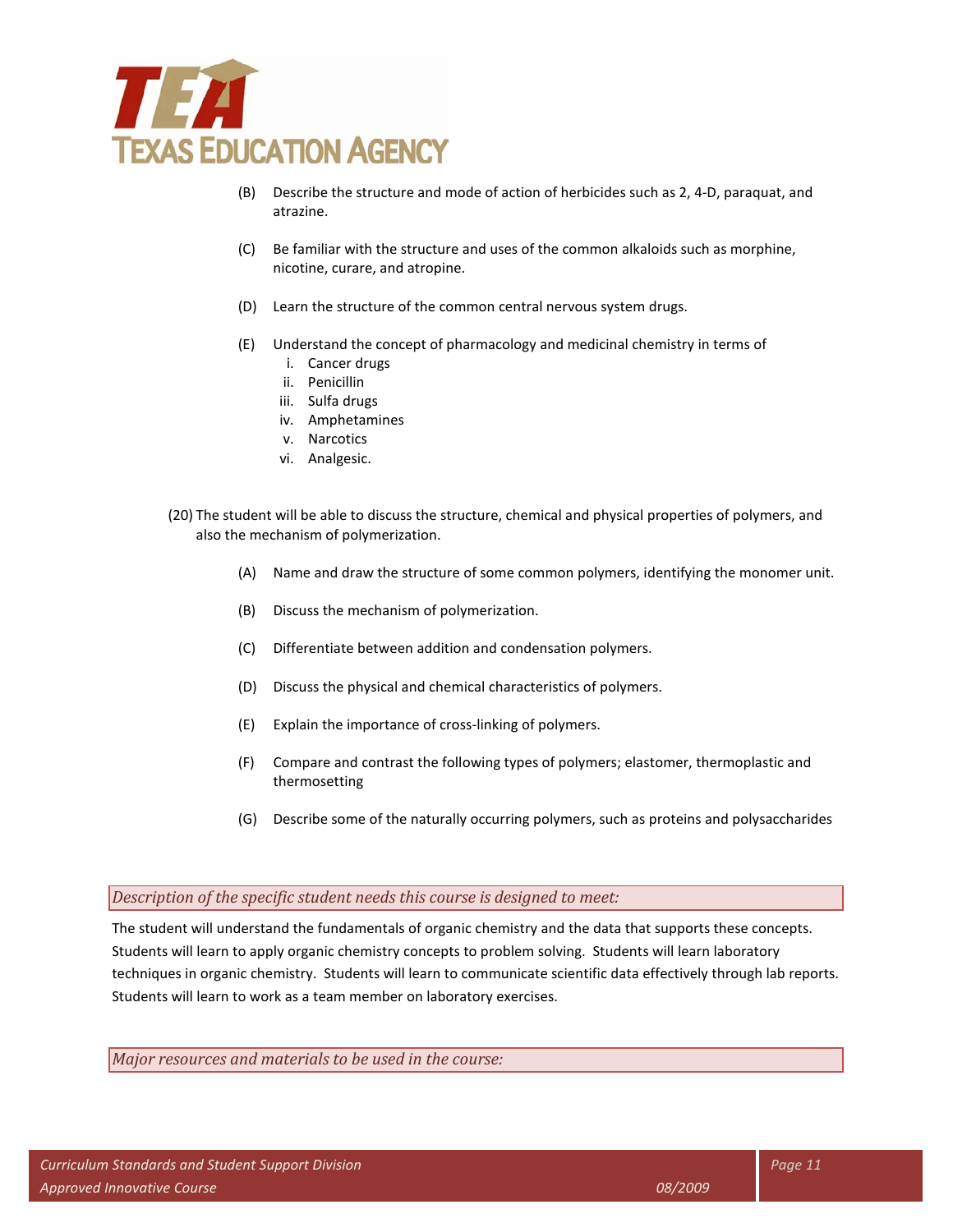(B) Describe the structure and mode of action of herbicides such as 2, 4-D, paraquat, and atrazine.

(C) Be familiar with the structure and uses of the common alkaloids such as morphine, nicotine, curare, and atropine.

(D) Learn the structure of the common central nervous system drugs.

(E) Understand the concept of pharmacology and medicinal chemistry in terms of
   i. Cancer drugs
   ii. Penicillin
   iii. Sulfa drugs
   iv. Amphetamines
   v. Narcotics
   vi. Analgesic.

(20) The student will be able to discuss the structure, chemical and physical properties of polymers, and also the mechanism of polymerization.

(A) Name and draw the structure of some common polymers, identifying the monomer unit.

(B) Discuss the mechanism of polymerization.

(C) Differentiate between addition and condensation polymers.

(D) Discuss the physical and chemical characteristics of polymers.

(E) Explain the importance of cross-linking of polymers.

(F) Compare and contrast the following types of polymers; elastomer, thermoplastic and thermosetting

(G) Describe some of the naturally occurring polymers, such as proteins and polysaccharides

*Description of the specific student needs this course is designed to meet:*

The student will understand the fundamentals of organic chemistry and the data that supports these concepts. Students will learn to apply organic chemistry concepts to problem solving. Students will learn laboratory techniques in organic chemistry. Students will learn to communicate scientific data effectively through lab reports. Students will learn to work as a team member on laboratory exercises.

*Major resources and materials to be used in the course:*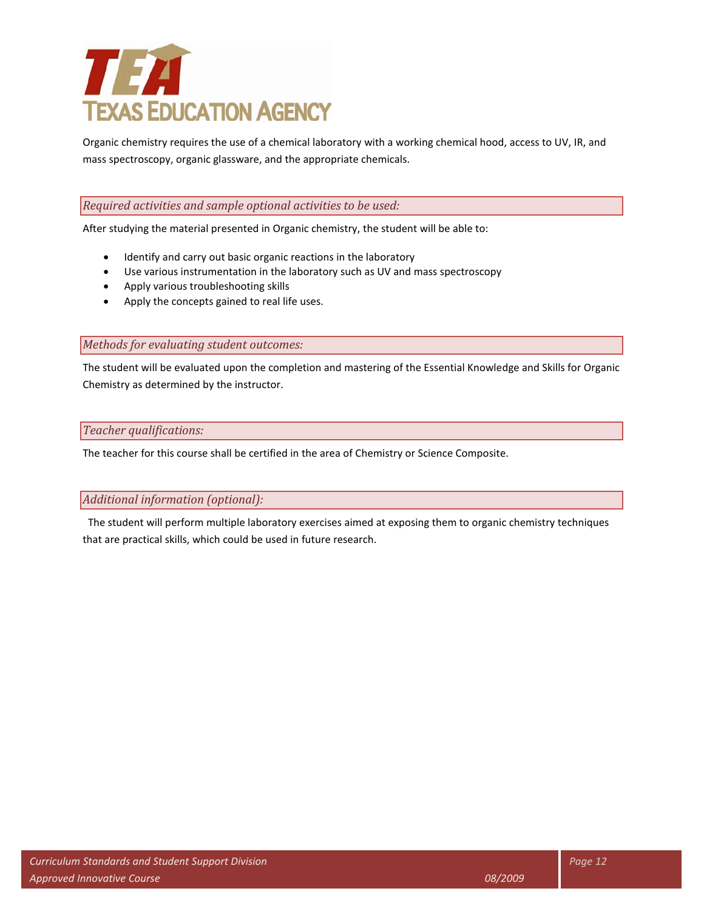Organic chemistry requires the use of a chemical laboratory with a working chemical hood, access to UV, IR, and mass spectroscopy, organic glassware, and the appropriate chemicals.

*Required activities and sample optional activities to be used:*

After studying the material presented in Organic chemistry, the student will be able to:

- Identify and carry out basic organic reactions in the laboratory
- Use various instrumentation in the laboratory such as UV and mass spectroscopy
- Apply various troubleshooting skills
- Apply the concepts gained to real life uses.

*Methods for evaluating student outcomes:*

The student will be evaluated upon the completion and mastering of the Essential Knowledge and Skills for Organic Chemistry as determined by the instructor.

*Teacher qualifications:*

The teacher for this course shall be certified in the area of Chemistry or Science Composite.

*Additional information (optional):*

The student will perform multiple laboratory exercises aimed at exposing them to organic chemistry techniques that are practical skills, which could be used in future research.